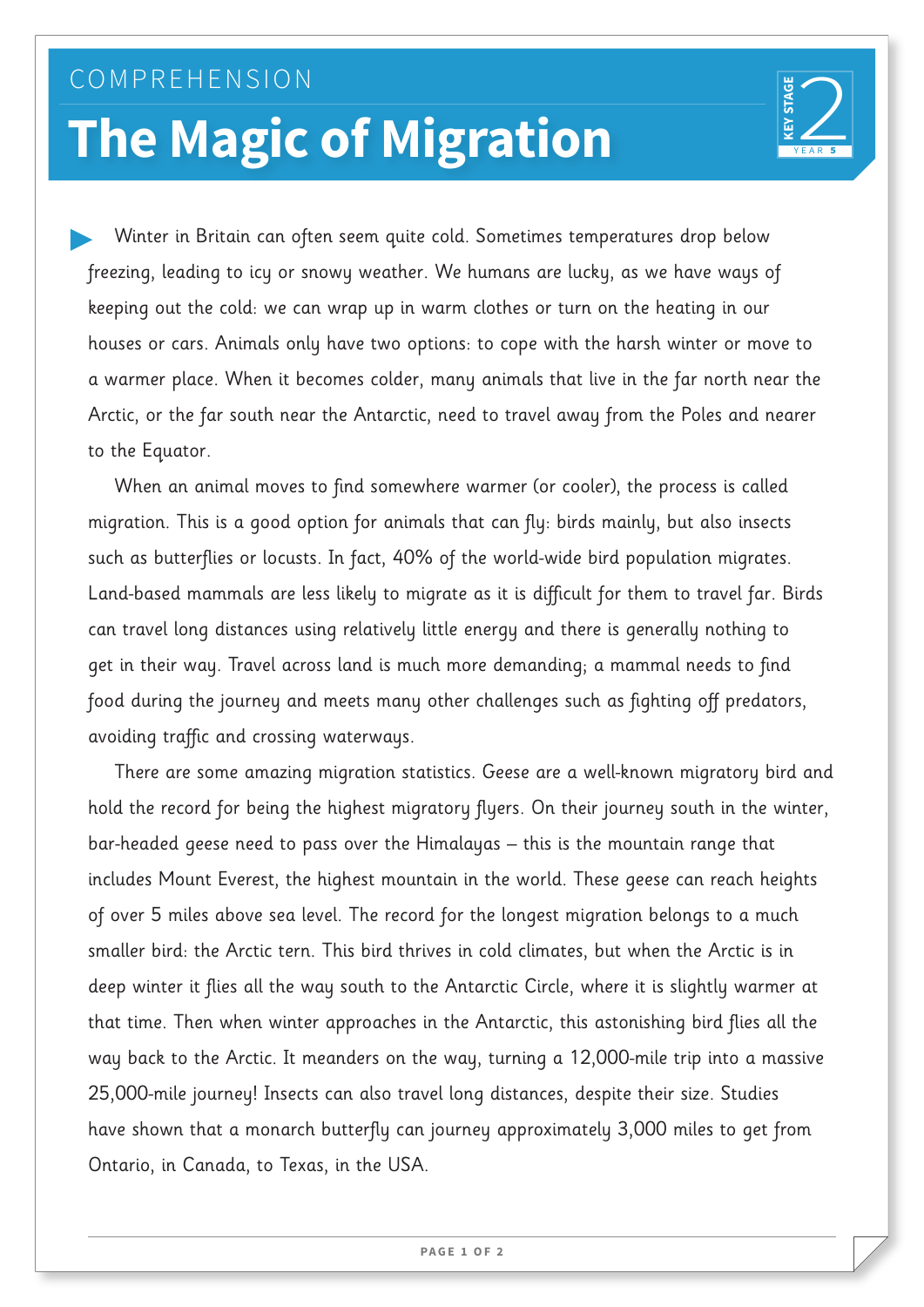COMPREHENSION

# The Magic of Migration

KEY STAGE 2 — YEAR 5

Winter in Britain can often seem quite cold. Sometimes temperatures drop below freezing, leading to icy or snowy weather. We humans are lucky, as we have ways of keeping out the cold: we can wrap up in warm clothes or turn on the heating in our houses or cars. Animals only have two options: to cope with the harsh winter or move to a warmer place. When it becomes colder, many animals that live in the far north near the Arctic, or the far south near the Antarctic, need to travel away from the Poles and nearer to the Equator.

When an animal moves to find somewhere warmer (or cooler), the process is called migration. This is a good option for animals that can fly: birds mainly, but also insects such as butterflies or locusts. In fact, 40% of the world-wide bird population migrates. Land-based mammals are less likely to migrate as it is difficult for them to travel far. Birds can travel long distances using relatively little energy and there is generally nothing to get in their way. Travel across land is much more demanding; a mammal needs to find food during the journey and meets many other challenges such as fighting off predators, avoiding traffic and crossing waterways.

There are some amazing migration statistics. Geese are a well-known migratory bird and hold the record for being the highest migratory flyers. On their journey south in the winter, bar-headed geese need to pass over the Himalayas – this is the mountain range that includes Mount Everest, the highest mountain in the world. These geese can reach heights of over 5 miles above sea level. The record for the longest migration belongs to a much smaller bird: the Arctic tern. This bird thrives in cold climates, but when the Arctic is in deep winter it flies all the way south to the Antarctic Circle, where it is slightly warmer at that time. Then when winter approaches in the Antarctic, this astonishing bird flies all the way back to the Arctic. It meanders on the way, turning a 12,000-mile trip into a massive 25,000-mile journey! Insects can also travel long distances, despite their size. Studies have shown that a monarch butterfly can journey approximately 3,000 miles to get from Ontario, in Canada, to Texas, in the USA.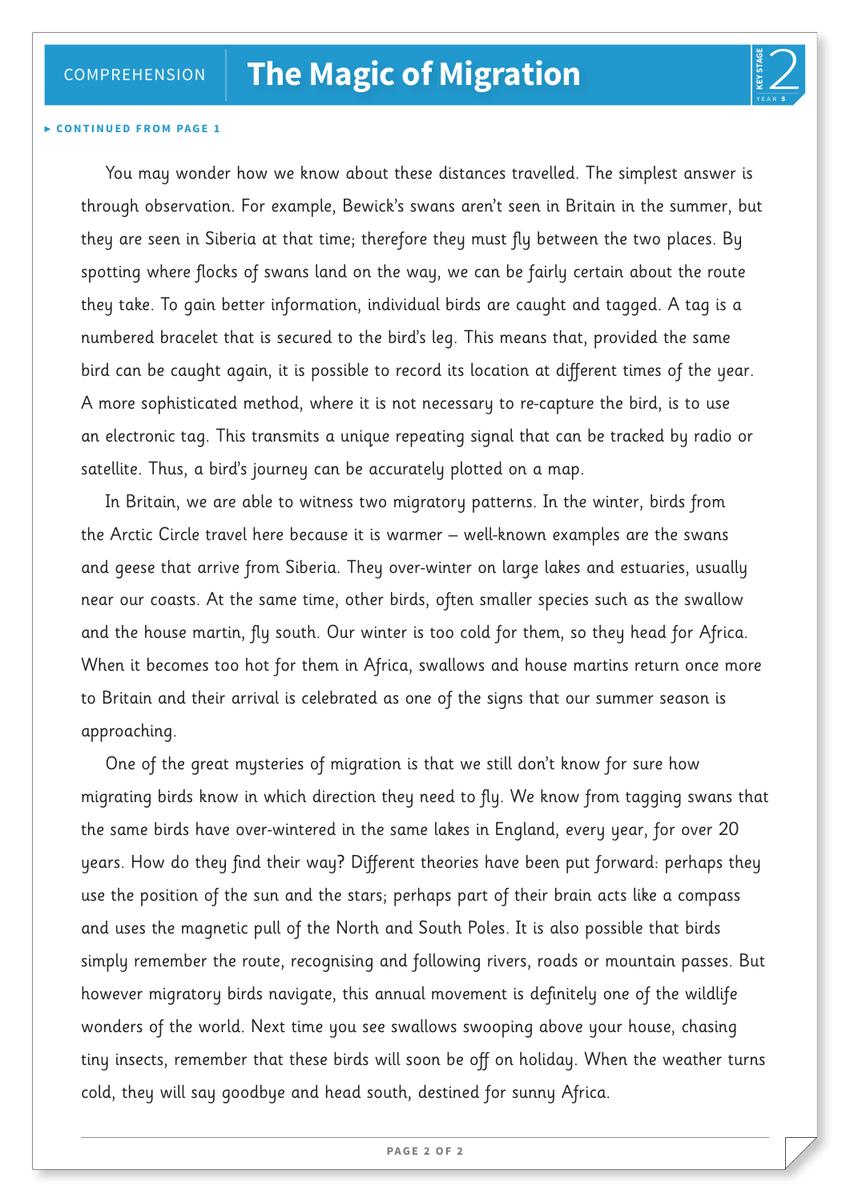COMPREHENSION

# The Magic of Migration

▸ CONTINUED FROM PAGE 1

You may wonder how we know about these distances travelled. The simplest answer is through observation. For example, Bewick's swans aren't seen in Britain in the summer, but they are seen in Siberia at that time; therefore they must fly between the two places. By spotting where flocks of swans land on the way, we can be fairly certain about the route they take. To gain better information, individual birds are caught and tagged. A tag is a numbered bracelet that is secured to the bird's leg. This means that, provided the same bird can be caught again, it is possible to record its location at different times of the year. A more sophisticated method, where it is not necessary to re-capture the bird, is to use an electronic tag. This transmits a unique repeating signal that can be tracked by radio or satellite. Thus, a bird's journey can be accurately plotted on a map.

In Britain, we are able to witness two migratory patterns. In the winter, birds from the Arctic Circle travel here because it is warmer – well-known examples are the swans and geese that arrive from Siberia. They over-winter on large lakes and estuaries, usually near our coasts. At the same time, other birds, often smaller species such as the swallow and the house martin, fly south. Our winter is too cold for them, so they head for Africa. When it becomes too hot for them in Africa, swallows and house martins return once more to Britain and their arrival is celebrated as one of the signs that our summer season is approaching.

One of the great mysteries of migration is that we still don't know for sure how migrating birds know in which direction they need to fly. We know from tagging swans that the same birds have over-wintered in the same lakes in England, every year, for over 20 years. How do they find their way? Different theories have been put forward: perhaps they use the position of the sun and the stars; perhaps part of their brain acts like a compass and uses the magnetic pull of the North and South Poles. It is also possible that birds simply remember the route, recognising and following rivers, roads or mountain passes. But however migratory birds navigate, this annual movement is definitely one of the wildlife wonders of the world. Next time you see swallows swooping above your house, chasing tiny insects, remember that these birds will soon be off on holiday. When the weather turns cold, they will say goodbye and head south, destined for sunny Africa.